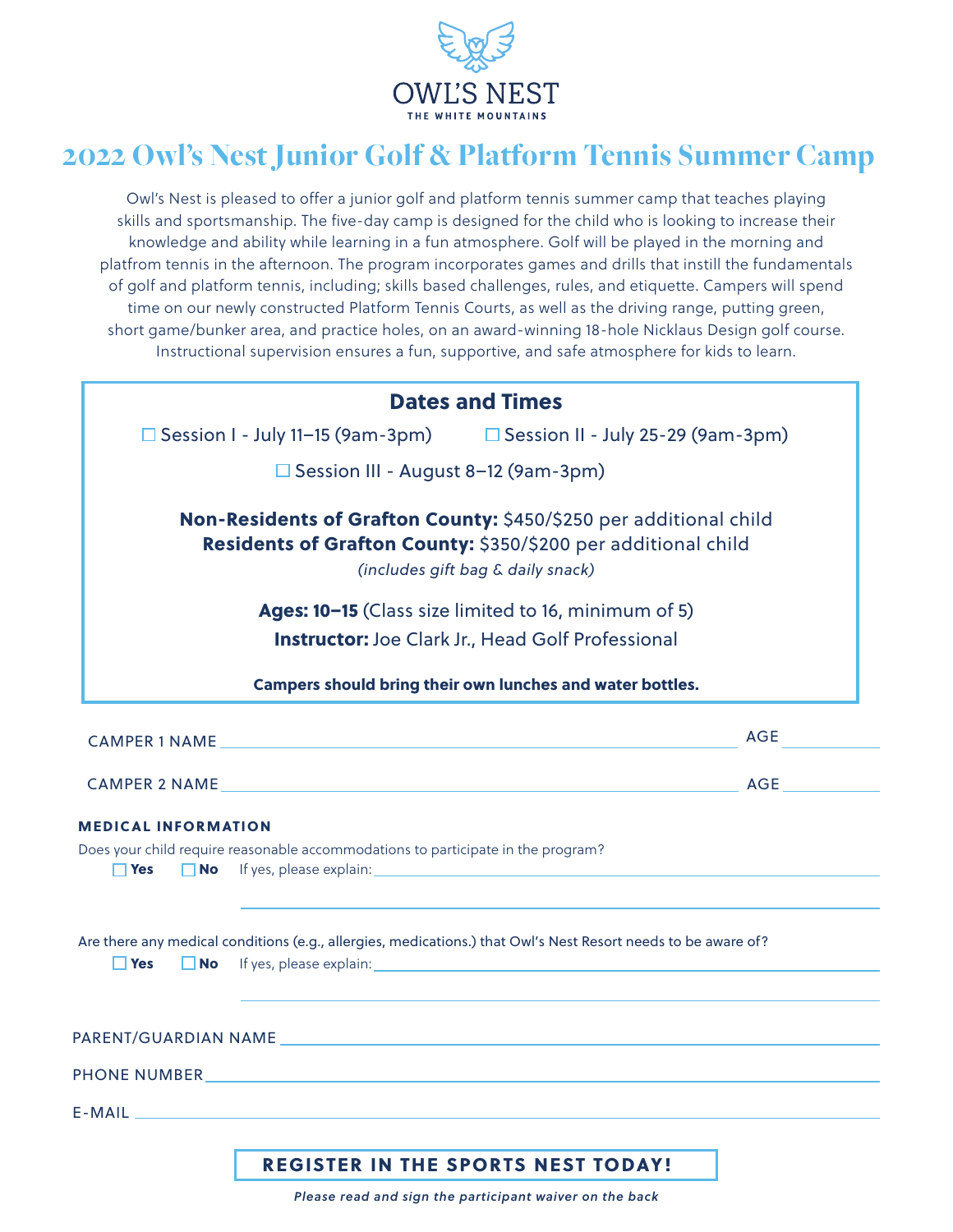OWL'S NEST
THE WHITE MOUNTAINS

# 2022 Owl's Nest Junior Golf & Platform Tennis Summer Camp

Owl's Nest is pleased to offer a junior golf and platform tennis summer camp that teaches playing skills and sportsmanship. The five-day camp is designed for the child who is looking to increase their knowledge and ability while learning in a fun atmosphere. Golf will be played in the morning and platfrom tennis in the afternoon. The program incorporates games and drills that instill the fundamentals of golf and platform tennis, including; skills based challenges, rules, and etiquette. Campers will spend time on our newly constructed Platform Tennis Courts, as well as the driving range, putting green, short game/bunker area, and practice holes, on an award-winning 18-hole Nicklaus Design golf course. Instructional supervision ensures a fun, supportive, and safe atmosphere for kids to learn.

## Dates and Times

☐ Session I - July 11–15 (9am-3pm) ☐ Session II - July 25-29 (9am-3pm)

☐ Session III - August 8–12 (9am-3pm)

**Non-Residents of Grafton County:** $450/$250 per additional child
**Residents of Grafton County:** $350/$200 per additional child
*(includes gift bag & daily snack)*

**Ages: 10–15** (Class size limited to 16, minimum of 5)
**Instructor:** Joe Clark Jr., Head Golf Professional

**Campers should bring their own lunches and water bottles.**

CAMPER 1 NAME ______________________ AGE ________

CAMPER 2 NAME ______________________ AGE ________

**MEDICAL INFORMATION**

Does your child require reasonable accommodations to participate in the program?

☐ **Yes** ☐ **No** If yes, please explain: ______________________

______________________

Are there any medical conditions (e.g., allergies, medications.) that Owl's Nest Resort needs to be aware of?

☐ **Yes** ☐ **No** If yes, please explain: ______________________

______________________

PARENT/GUARDIAN NAME ______________________

PHONE NUMBER ______________________

E-MAIL ______________________

**REGISTER IN THE SPORTS NEST TODAY!**

***Please read and sign the participant waiver on the back***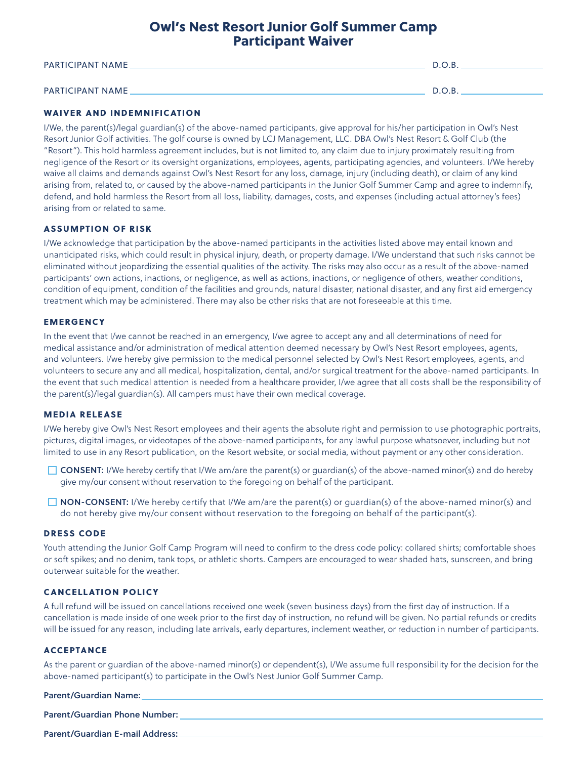# Owl's Nest Resort Junior Golf Summer Camp Participant Waiver

PARTICIPANT NAME ______________________________ D.O.B. ____________

PARTICIPANT NAME ______________________________ D.O.B. ____________

### WAIVER AND INDEMNIFICATION

I/We, the parent(s)/legal guardian(s) of the above-named participants, give approval for his/her participation in Owl's Nest Resort Junior Golf activities. The golf course is owned by LCJ Management, LLC. DBA Owl's Nest Resort & Golf Club (the "Resort"). This hold harmless agreement includes, but is not limited to, any claim due to injury proximately resulting from negligence of the Resort or its oversight organizations, employees, agents, participating agencies, and volunteers. I/We hereby waive all claims and demands against Owl's Nest Resort for any loss, damage, injury (including death), or claim of any kind arising from, related to, or caused by the above-named participants in the Junior Golf Summer Camp and agree to indemnify, defend, and hold harmless the Resort from all loss, liability, damages, costs, and expenses (including actual attorney's fees) arising from or related to same.

### ASSUMPTION OF RISK

I/We acknowledge that participation by the above-named participants in the activities listed above may entail known and unanticipated risks, which could result in physical injury, death, or property damage. I/We understand that such risks cannot be eliminated without jeopardizing the essential qualities of the activity. The risks may also occur as a result of the above-named participants' own actions, inactions, or negligence, as well as actions, inactions, or negligence of others, weather conditions, condition of equipment, condition of the facilities and grounds, natural disaster, national disaster, and any first aid emergency treatment which may be administered. There may also be other risks that are not foreseeable at this time.

### EMERGENCY

In the event that I/we cannot be reached in an emergency, I/we agree to accept any and all determinations of need for medical assistance and/or administration of medical attention deemed necessary by Owl's Nest Resort employees, agents, and volunteers. I/we hereby give permission to the medical personnel selected by Owl's Nest Resort employees, agents, and volunteers to secure any and all medical, hospitalization, dental, and/or surgical treatment for the above-named participants. In the event that such medical attention is needed from a healthcare provider, I/we agree that all costs shall be the responsibility of the parent(s)/legal guardian(s). All campers must have their own medical coverage.

### MEDIA RELEASE

I/We hereby give Owl's Nest Resort employees and their agents the absolute right and permission to use photographic portraits, pictures, digital images, or videotapes of the above-named participants, for any lawful purpose whatsoever, including but not limited to use in any Resort publication, on the Resort website, or social media, without payment or any other consideration.

☐ **CONSENT:** I/We hereby certify that I/We am/are the parent(s) or guardian(s) of the above-named minor(s) and do hereby give my/our consent without reservation to the foregoing on behalf of the participant.

☐ **NON-CONSENT:** I/We hereby certify that I/We am/are the parent(s) or guardian(s) of the above-named minor(s) and do not hereby give my/our consent without reservation to the foregoing on behalf of the participant(s).

### DRESS CODE

Youth attending the Junior Golf Camp Program will need to confirm to the dress code policy: collared shirts; comfortable shoes or soft spikes; and no denim, tank tops, or athletic shorts. Campers are encouraged to wear shaded hats, sunscreen, and bring outerwear suitable for the weather.

### CANCELLATION POLICY

A full refund will be issued on cancellations received one week (seven business days) from the first day of instruction. If a cancellation is made inside of one week prior to the first day of instruction, no refund will be given. No partial refunds or credits will be issued for any reason, including late arrivals, early departures, inclement weather, or reduction in number of participants.

### ACCEPTANCE

As the parent or guardian of the above-named minor(s) or dependent(s), I/We assume full responsibility for the decision for the above-named participant(s) to participate in the Owl's Nest Junior Golf Summer Camp.

**Parent/Guardian Name:** ______________________________

**Parent/Guardian Phone Number:** ______________________________

**Parent/Guardian E-mail Address:** ______________________________